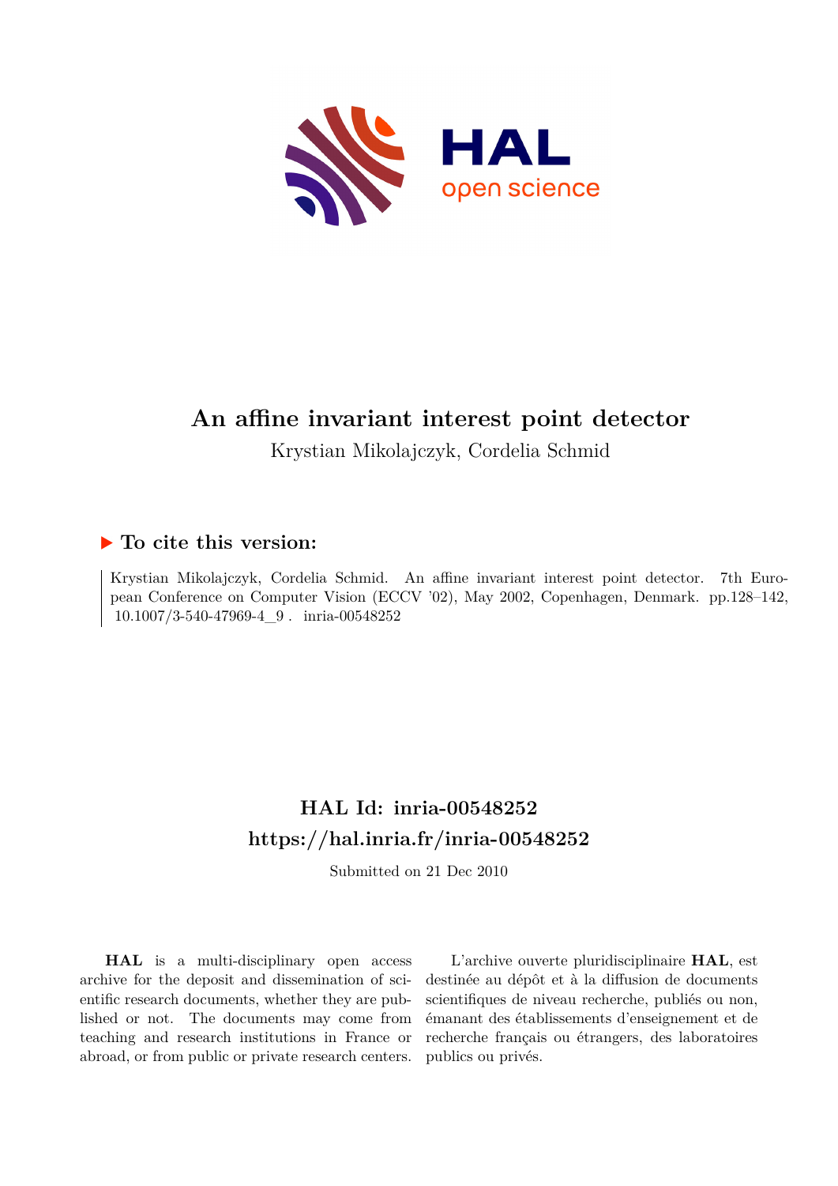# An affine invariant interest point detector

Krystian Mikolajczyk, Cordelia Schmid

## ▶ To cite this version:

Krystian Mikolajczyk, Cordelia Schmid. An affine invariant interest point detector. 7th European Conference on Computer Vision (ECCV '02), May 2002, Copenhagen, Denmark. pp.128–142, 10.1007/3-540-47969-4_9 . inria-00548252

## HAL Id: inria-00548252
## https://hal.inria.fr/inria-00548252

Submitted on 21 Dec 2010

**HAL** is a multi-disciplinary open access archive for the deposit and dissemination of scientific research documents, whether they are published or not. The documents may come from teaching and research institutions in France or abroad, or from public or private research centers.

L'archive ouverte pluridisciplinaire **HAL**, est destinée au dépôt et à la diffusion de documents scientifiques de niveau recherche, publiés ou non, émanant des établissements d'enseignement et de recherche français ou étrangers, des laboratoires publics ou privés.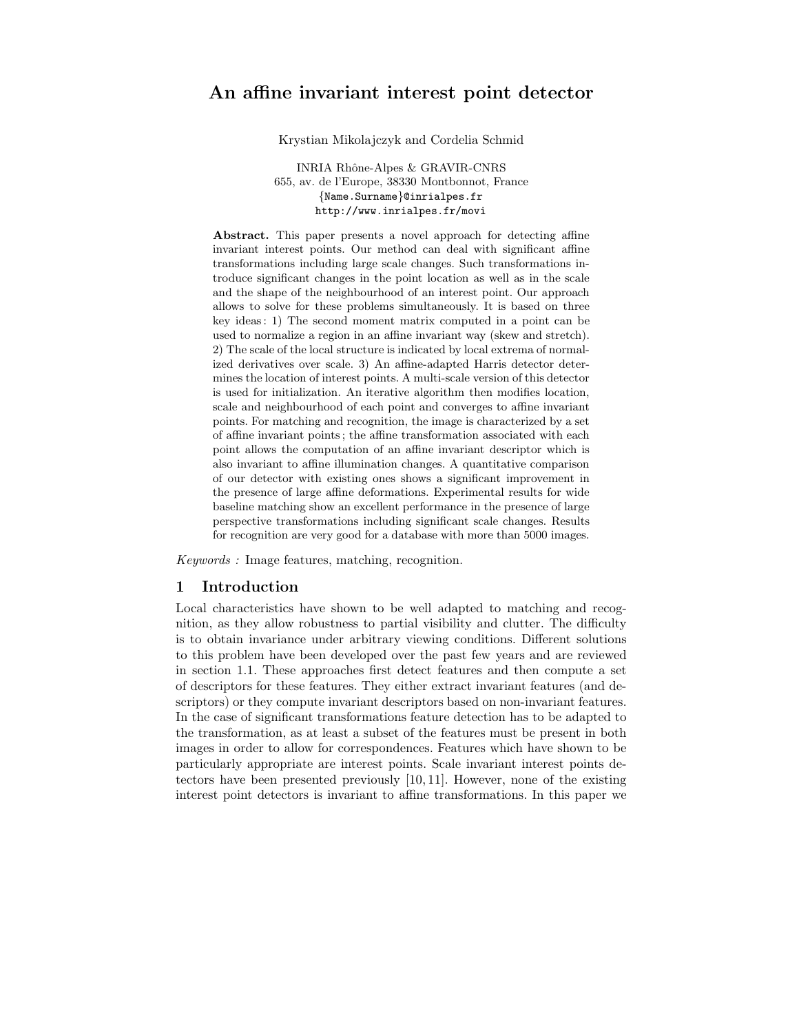# An affine invariant interest point detector

Krystian Mikolajczyk and Cordelia Schmid

INRIA Rhône-Alpes & GRAVIR-CNRS
655, av. de l'Europe, 38330 Montbonnot, France
{Name.Surname}@inrialpes.fr
http://www.inrialpes.fr/movi

**Abstract.** This paper presents a novel approach for detecting affine invariant interest points. Our method can deal with significant affine transformations including large scale changes. Such transformations introduce significant changes in the point location as well as in the scale and the shape of the neighbourhood of an interest point. Our approach allows to solve for these problems simultaneously. It is based on three key ideas: 1) The second moment matrix computed in a point can be used to normalize a region in an affine invariant way (skew and stretch). 2) The scale of the local structure is indicated by local extrema of normalized derivatives over scale. 3) An affine-adapted Harris detector determines the location of interest points. A multi-scale version of this detector is used for initialization. An iterative algorithm then modifies location, scale and neighbourhood of each point and converges to affine invariant points. For matching and recognition, the image is characterized by a set of affine invariant points; the affine transformation associated with each point allows the computation of an affine invariant descriptor which is also invariant to affine illumination changes. A quantitative comparison of our detector with existing ones shows a significant improvement in the presence of large affine deformations. Experimental results for wide baseline matching show an excellent performance in the presence of large perspective transformations including significant scale changes. Results for recognition are very good for a database with more than 5000 images.

*Keywords :* Image features, matching, recognition.

## 1 Introduction

Local characteristics have shown to be well adapted to matching and recognition, as they allow robustness to partial visibility and clutter. The difficulty is to obtain invariance under arbitrary viewing conditions. Different solutions to this problem have been developed over the past few years and are reviewed in section 1.1. These approaches first detect features and then compute a set of descriptors for these features. They either extract invariant features (and descriptors) or they compute invariant descriptors based on non-invariant features. In the case of significant transformations feature detection has to be adapted to the transformation, as at least a subset of the features must be present in both images in order to allow for correspondences. Features which have shown to be particularly appropriate are interest points. Scale invariant interest points detectors have been presented previously [10, 11]. However, none of the existing interest point detectors is invariant to affine transformations. In this paper we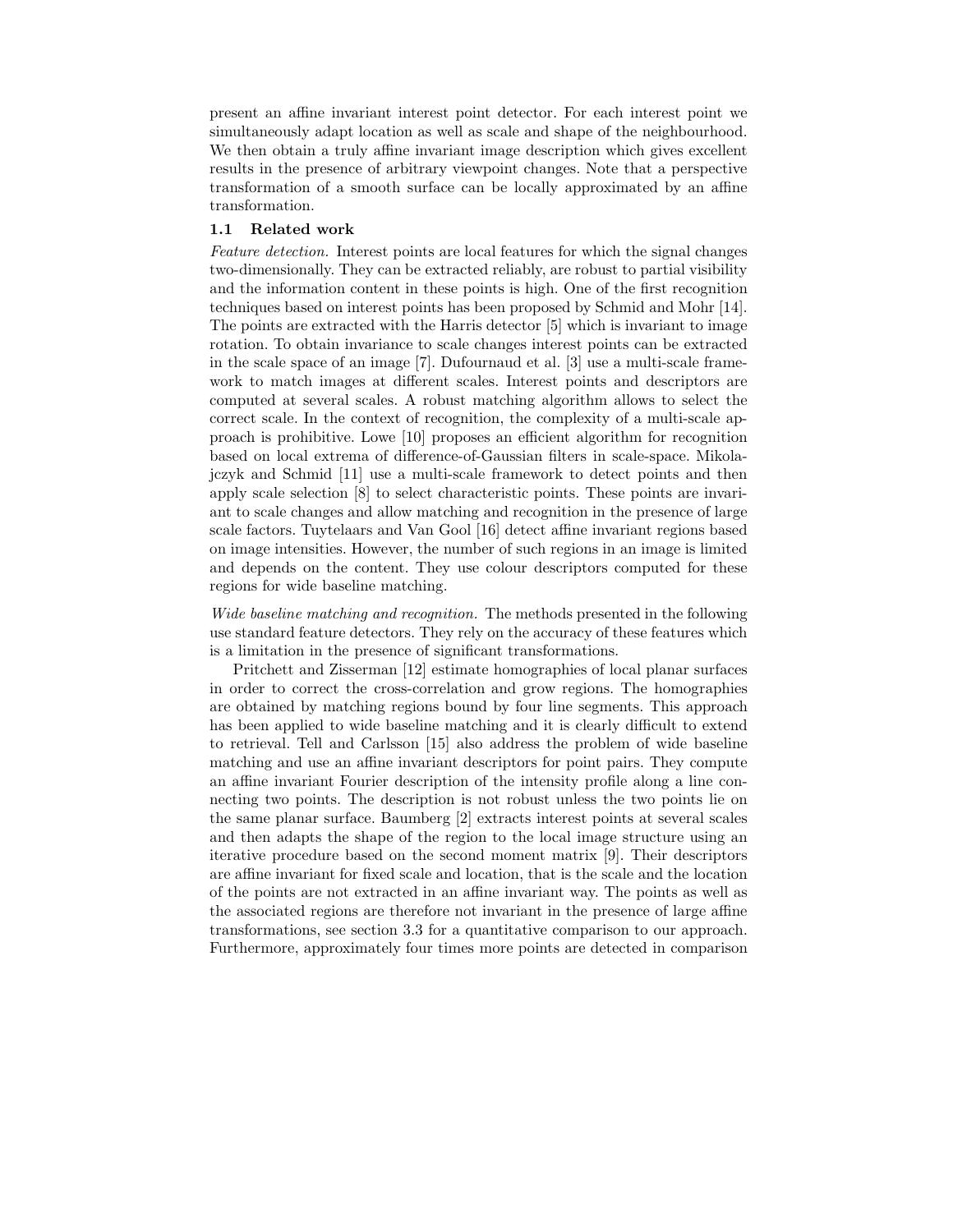present an affine invariant interest point detector. For each interest point we simultaneously adapt location as well as scale and shape of the neighbourhood. We then obtain a truly affine invariant image description which gives excellent results in the presence of arbitrary viewpoint changes. Note that a perspective transformation of a smooth surface can be locally approximated by an affine transformation.

### 1.1 Related work

*Feature detection.* Interest points are local features for which the signal changes two-dimensionally. They can be extracted reliably, are robust to partial visibility and the information content in these points is high. One of the first recognition techniques based on interest points has been proposed by Schmid and Mohr [14]. The points are extracted with the Harris detector [5] which is invariant to image rotation. To obtain invariance to scale changes interest points can be extracted in the scale space of an image [7]. Dufournaud et al. [3] use a multi-scale framework to match images at different scales. Interest points and descriptors are computed at several scales. A robust matching algorithm allows to select the correct scale. In the context of recognition, the complexity of a multi-scale approach is prohibitive. Lowe [10] proposes an efficient algorithm for recognition based on local extrema of difference-of-Gaussian filters in scale-space. Mikolajczyk and Schmid [11] use a multi-scale framework to detect points and then apply scale selection [8] to select characteristic points. These points are invariant to scale changes and allow matching and recognition in the presence of large scale factors. Tuytelaars and Van Gool [16] detect affine invariant regions based on image intensities. However, the number of such regions in an image is limited and depends on the content. They use colour descriptors computed for these regions for wide baseline matching.

*Wide baseline matching and recognition.* The methods presented in the following use standard feature detectors. They rely on the accuracy of these features which is a limitation in the presence of significant transformations.

Pritchett and Zisserman [12] estimate homographies of local planar surfaces in order to correct the cross-correlation and grow regions. The homographies are obtained by matching regions bound by four line segments. This approach has been applied to wide baseline matching and it is clearly difficult to extend to retrieval. Tell and Carlsson [15] also address the problem of wide baseline matching and use an affine invariant descriptors for point pairs. They compute an affine invariant Fourier description of the intensity profile along a line connecting two points. The description is not robust unless the two points lie on the same planar surface. Baumberg [2] extracts interest points at several scales and then adapts the shape of the region to the local image structure using an iterative procedure based on the second moment matrix [9]. Their descriptors are affine invariant for fixed scale and location, that is the scale and the location of the points are not extracted in an affine invariant way. The points as well as the associated regions are therefore not invariant in the presence of large affine transformations, see section 3.3 for a quantitative comparison to our approach. Furthermore, approximately four times more points are detected in comparison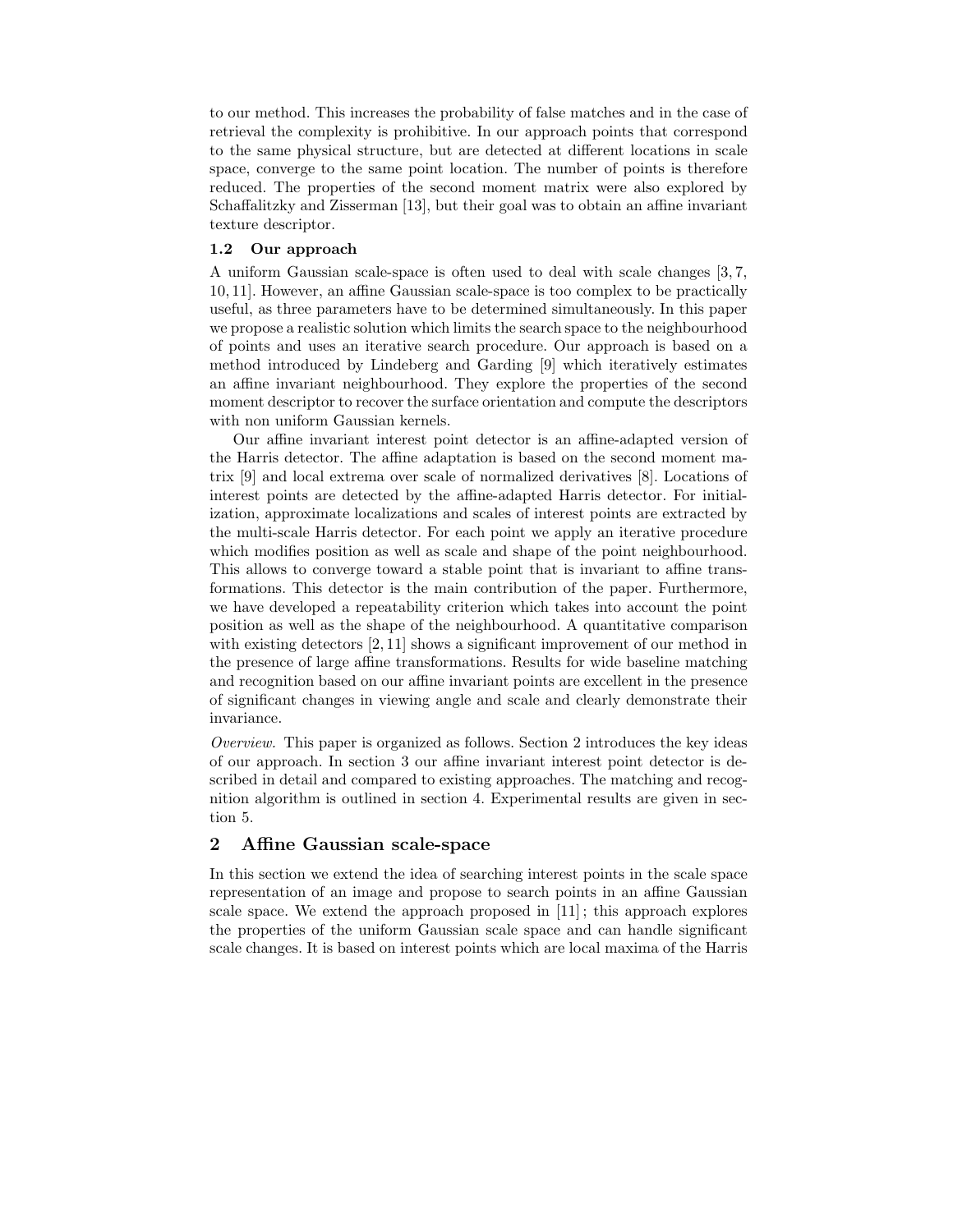to our method. This increases the probability of false matches and in the case of retrieval the complexity is prohibitive. In our approach points that correspond to the same physical structure, but are detected at different locations in scale space, converge to the same point location. The number of points is therefore reduced. The properties of the second moment matrix were also explored by Schaffalitzky and Zisserman [13], but their goal was to obtain an affine invariant texture descriptor.

### 1.2 Our approach

A uniform Gaussian scale-space is often used to deal with scale changes [3, 7, 10, 11]. However, an affine Gaussian scale-space is too complex to be practically useful, as three parameters have to be determined simultaneously. In this paper we propose a realistic solution which limits the search space to the neighbourhood of points and uses an iterative search procedure. Our approach is based on a method introduced by Lindeberg and Garding [9] which iteratively estimates an affine invariant neighbourhood. They explore the properties of the second moment descriptor to recover the surface orientation and compute the descriptors with non uniform Gaussian kernels.

Our affine invariant interest point detector is an affine-adapted version of the Harris detector. The affine adaptation is based on the second moment matrix [9] and local extrema over scale of normalized derivatives [8]. Locations of interest points are detected by the affine-adapted Harris detector. For initialization, approximate localizations and scales of interest points are extracted by the multi-scale Harris detector. For each point we apply an iterative procedure which modifies position as well as scale and shape of the point neighbourhood. This allows to converge toward a stable point that is invariant to affine transformations. This detector is the main contribution of the paper. Furthermore, we have developed a repeatability criterion which takes into account the point position as well as the shape of the neighbourhood. A quantitative comparison with existing detectors [2, 11] shows a significant improvement of our method in the presence of large affine transformations. Results for wide baseline matching and recognition based on our affine invariant points are excellent in the presence of significant changes in viewing angle and scale and clearly demonstrate their invariance.

*Overview.* This paper is organized as follows. Section 2 introduces the key ideas of our approach. In section 3 our affine invariant interest point detector is described in detail and compared to existing approaches. The matching and recognition algorithm is outlined in section 4. Experimental results are given in section 5.

## 2 Affine Gaussian scale-space

In this section we extend the idea of searching interest points in the scale space representation of an image and propose to search points in an affine Gaussian scale space. We extend the approach proposed in [11]; this approach explores the properties of the uniform Gaussian scale space and can handle significant scale changes. It is based on interest points which are local maxima of the Harris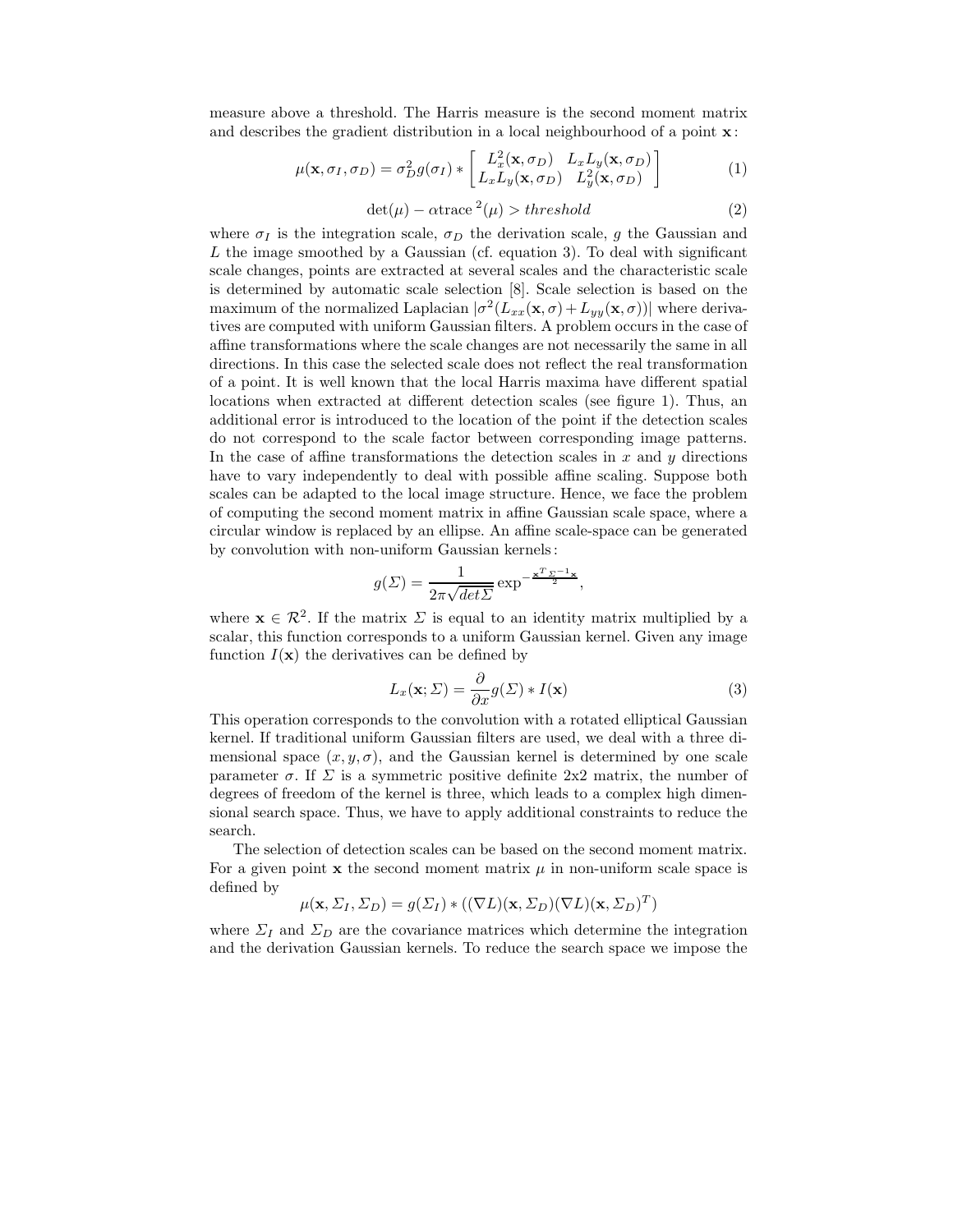measure above a threshold. The Harris measure is the second moment matrix and describes the gradient distribution in a local neighbourhood of a point $\mathbf{x}$:

$$\mu(\mathbf{x}, \sigma_I, \sigma_D) = \sigma_D^2 g(\sigma_I) * \begin{bmatrix} L_x^2(\mathbf{x}, \sigma_D) & L_x L_y(\mathbf{x}, \sigma_D) \\ L_x L_y(\mathbf{x}, \sigma_D) & L_y^2(\mathbf{x}, \sigma_D) \end{bmatrix} \tag{1}$$

$$\det(\mu) - \alpha \text{trace}^2(\mu) > threshold \tag{2}$$

where $\sigma_I$ is the integration scale, $\sigma_D$ the derivation scale, $g$ the Gaussian and $L$ the image smoothed by a Gaussian (cf. equation 3). To deal with significant scale changes, points are extracted at several scales and the characteristic scale is determined by automatic scale selection [8]. Scale selection is based on the maximum of the normalized Laplacian $|\sigma^2(L_{xx}(\mathbf{x}, \sigma) + L_{yy}(\mathbf{x}, \sigma))|$ where derivatives are computed with uniform Gaussian filters. A problem occurs in the case of affine transformations where the scale changes are not necessarily the same in all directions. In this case the selected scale does not reflect the real transformation of a point. It is well known that the local Harris maxima have different spatial locations when extracted at different detection scales (see figure 1). Thus, an additional error is introduced to the location of the point if the detection scales do not correspond to the scale factor between corresponding image patterns. In the case of affine transformations the detection scales in $x$ and $y$ directions have to vary independently to deal with possible affine scaling. Suppose both scales can be adapted to the local image structure. Hence, we face the problem of computing the second moment matrix in affine Gaussian scale space, where a circular window is replaced by an ellipse. An affine scale-space can be generated by convolution with non-uniform Gaussian kernels:

$$g(\Sigma) = \frac{1}{2\pi\sqrt{det\Sigma}} \exp^{-\frac{\mathbf{x}^T \Sigma^{-1} \mathbf{x}}{2}},$$

where $\mathbf{x} \in \mathcal{R}^2$. If the matrix $\Sigma$ is equal to an identity matrix multiplied by a scalar, this function corresponds to a uniform Gaussian kernel. Given any image function $I(\mathbf{x})$ the derivatives can be defined by

$$L_x(\mathbf{x}; \Sigma) = \frac{\partial}{\partial x} g(\Sigma) * I(\mathbf{x}) \tag{3}$$

This operation corresponds to the convolution with a rotated elliptical Gaussian kernel. If traditional uniform Gaussian filters are used, we deal with a three dimensional space $(x, y, \sigma)$, and the Gaussian kernel is determined by one scale parameter $\sigma$. If $\Sigma$ is a symmetric positive definite 2x2 matrix, the number of degrees of freedom of the kernel is three, which leads to a complex high dimensional search space. Thus, we have to apply additional constraints to reduce the search.

The selection of detection scales can be based on the second moment matrix. For a given point $\mathbf{x}$ the second moment matrix $\mu$ in non-uniform scale space is defined by

$$\mu(\mathbf{x}, \Sigma_I, \Sigma_D) = g(\Sigma_I) * ((\nabla L)(\mathbf{x}, \Sigma_D)(\nabla L)(\mathbf{x}, \Sigma_D)^T)$$

where $\Sigma_I$ and $\Sigma_D$ are the covariance matrices which determine the integration and the derivation Gaussian kernels. To reduce the search space we impose the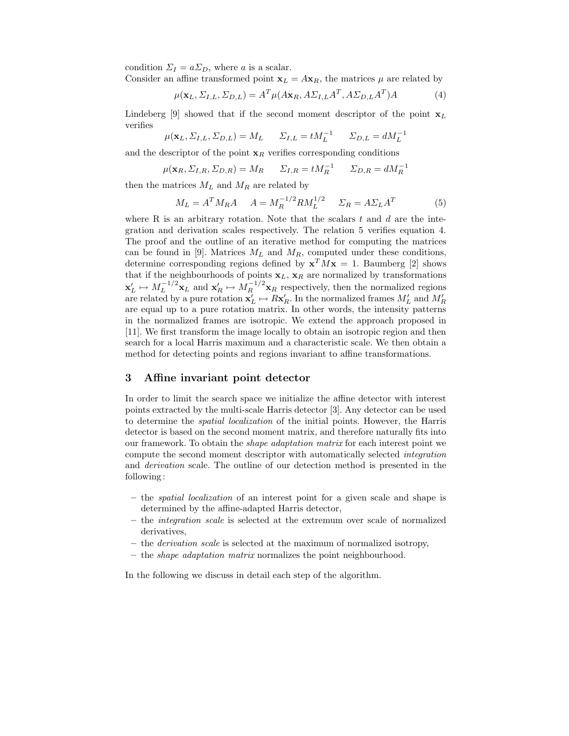condition $\Sigma_I = a\Sigma_D$, where $a$ is a scalar.

Consider an affine transformed point $\mathbf{x}_L = A\mathbf{x}_R$, the matrices $\mu$ are related by

$$\mu(\mathbf{x}_L, \Sigma_{I,L}, \Sigma_{D,L}) = A^T \mu(A\mathbf{x}_R, A\Sigma_{I,L}A^T, A\Sigma_{D,L}A^T)A \tag{4}$$

Lindeberg [9] showed that if the second moment descriptor of the point $\mathbf{x}_L$ verifies

$$\mu(\mathbf{x}_L, \Sigma_{I,L}, \Sigma_{D,L}) = M_L \qquad \Sigma_{I,L} = tM_L^{-1} \qquad \Sigma_{D,L} = dM_L^{-1}$$

and the descriptor of the point $\mathbf{x}_R$ verifies corresponding conditions

$$\mu(\mathbf{x}_R, \Sigma_{I,R}, \Sigma_{D,R}) = M_R \qquad \Sigma_{I,R} = tM_R^{-1} \qquad \Sigma_{D,R} = dM_R^{-1}$$

then the matrices $M_L$ and $M_R$ are related by

$$M_L = A^T M_R A \qquad A = M_R^{-1/2} R M_L^{1/2} \qquad \Sigma_R = A\Sigma_L A^T \tag{5}$$

where R is an arbitrary rotation. Note that the scalars $t$ and $d$ are the integration and derivation scales respectively. The relation 5 verifies equation 4. The proof and the outline of an iterative method for computing the matrices can be found in [9]. Matrices $M_L$ and $M_R$, computed under these conditions, determine corresponding regions defined by $\mathbf{x}^T M \mathbf{x} = 1$. Baumberg [2] shows that if the neighbourhoods of points $\mathbf{x}_L$, $\mathbf{x}_R$ are normalized by transformations $\mathbf{x}'_L \mapsto M_L^{-1/2}\mathbf{x}_L$ and $\mathbf{x}'_R \mapsto M_R^{-1/2}\mathbf{x}_R$ respectively, then the normalized regions are related by a pure rotation $\mathbf{x}'_L \mapsto R\mathbf{x}'_R$. In the normalized frames $M'_L$ and $M'_R$ are equal up to a pure rotation matrix. In other words, the intensity patterns in the normalized frames are isotropic. We extend the approach proposed in [11]. We first transform the image locally to obtain an isotropic region and then search for a local Harris maximum and a characteristic scale. We then obtain a method for detecting points and regions invariant to affine transformations.

## 3 Affine invariant point detector

In order to limit the search space we initialize the affine detector with interest points extracted by the multi-scale Harris detector [3]. Any detector can be used to determine the *spatial localization* of the initial points. However, the Harris detector is based on the second moment matrix, and therefore naturally fits into our framework. To obtain the *shape adaptation matrix* for each interest point we compute the second moment descriptor with automatically selected *integration* and *derivation* scale. The outline of our detection method is presented in the following:

- the *spatial localization* of an interest point for a given scale and shape is determined by the affine-adapted Harris detector,
- the *integration scale* is selected at the extremum over scale of normalized derivatives,
- the *derivation scale* is selected at the maximum of normalized isotropy,
- the *shape adaptation matrix* normalizes the point neighbourhood.

In the following we discuss in detail each step of the algorithm.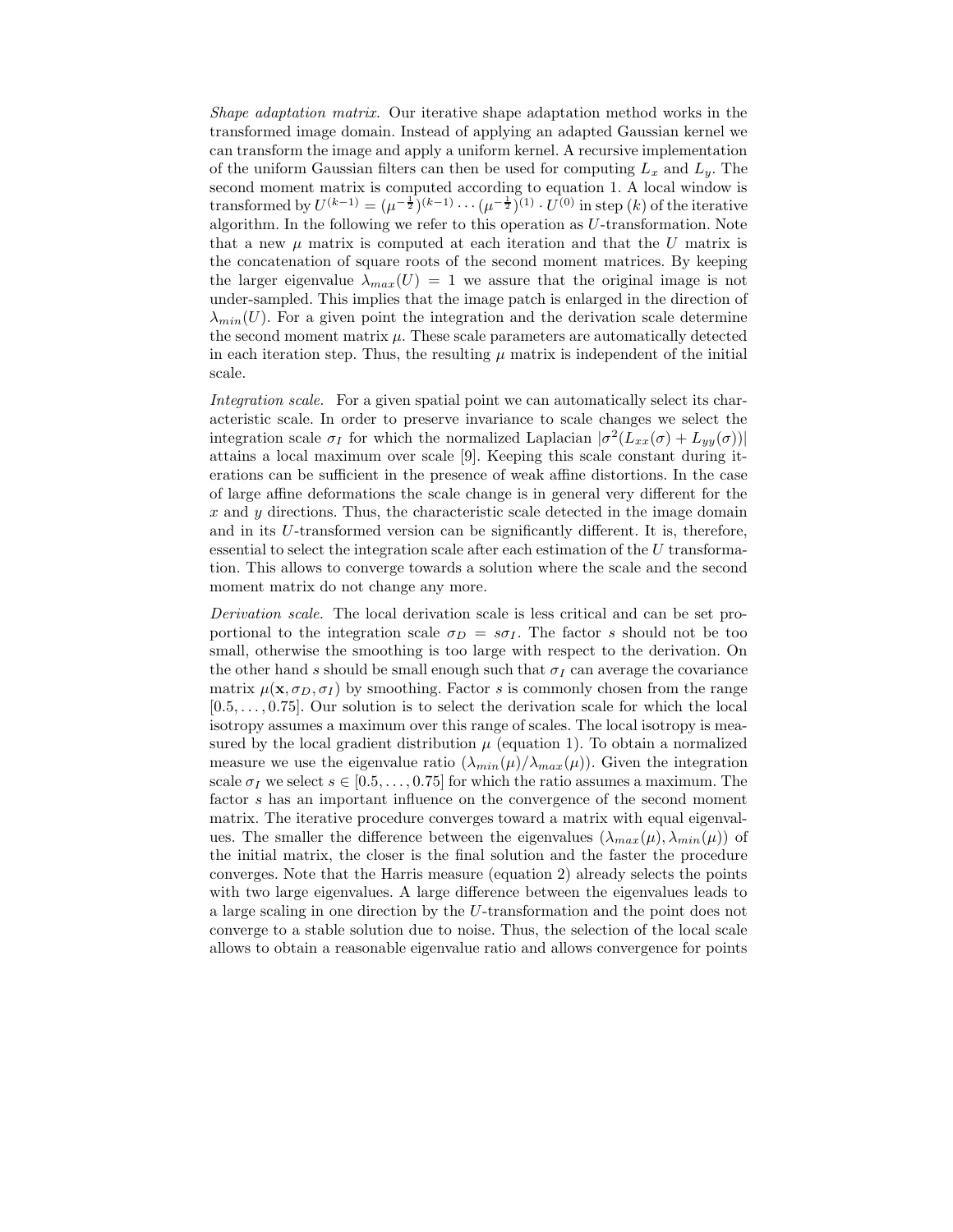*Shape adaptation matrix.* Our iterative shape adaptation method works in the transformed image domain. Instead of applying an adapted Gaussian kernel we can transform the image and apply a uniform kernel. A recursive implementation of the uniform Gaussian filters can then be used for computing $L_x$ and $L_y$. The second moment matrix is computed according to equation 1. A local window is transformed by $U^{(k-1)} = (\mu^{-\frac{1}{2}})^{(k-1)} \cdots (\mu^{-\frac{1}{2}})^{(1)} \cdot U^{(0)}$ in step $(k)$ of the iterative algorithm. In the following we refer to this operation as $U$-transformation. Note that a new $\mu$ matrix is computed at each iteration and that the $U$ matrix is the concatenation of square roots of the second moment matrices. By keeping the larger eigenvalue $\lambda_{max}(U) = 1$ we assure that the original image is not under-sampled. This implies that the image patch is enlarged in the direction of $\lambda_{min}(U)$. For a given point the integration and the derivation scale determine the second moment matrix $\mu$. These scale parameters are automatically detected in each iteration step. Thus, the resulting $\mu$ matrix is independent of the initial scale.

*Integration scale.* For a given spatial point we can automatically select its characteristic scale. In order to preserve invariance to scale changes we select the integration scale $\sigma_I$ for which the normalized Laplacian $|\sigma^2(L_{xx}(\sigma) + L_{yy}(\sigma))|$ attains a local maximum over scale [9]. Keeping this scale constant during iterations can be sufficient in the presence of weak affine distortions. In the case of large affine deformations the scale change is in general very different for the $x$ and $y$ directions. Thus, the characteristic scale detected in the image domain and in its $U$-transformed version can be significantly different. It is, therefore, essential to select the integration scale after each estimation of the $U$ transformation. This allows to converge towards a solution where the scale and the second moment matrix do not change any more.

*Derivation scale.* The local derivation scale is less critical and can be set proportional to the integration scale $\sigma_D = s\sigma_I$. The factor $s$ should not be too small, otherwise the smoothing is too large with respect to the derivation. On the other hand $s$ should be small enough such that $\sigma_I$ can average the covariance matrix $\mu(\mathbf{x}, \sigma_D, \sigma_I)$ by smoothing. Factor $s$ is commonly chosen from the range $[0.5, \ldots, 0.75]$. Our solution is to select the derivation scale for which the local isotropy assumes a maximum over this range of scales. The local isotropy is measured by the local gradient distribution $\mu$ (equation 1). To obtain a normalized measure we use the eigenvalue ratio $(\lambda_{min}(\mu)/\lambda_{max}(\mu))$. Given the integration scale $\sigma_I$ we select $s \in [0.5, \ldots, 0.75]$ for which the ratio assumes a maximum. The factor $s$ has an important influence on the convergence of the second moment matrix. The iterative procedure converges toward a matrix with equal eigenvalues. The smaller the difference between the eigenvalues $(\lambda_{max}(\mu), \lambda_{min}(\mu))$ of the initial matrix, the closer is the final solution and the faster the procedure converges. Note that the Harris measure (equation 2) already selects the points with two large eigenvalues. A large difference between the eigenvalues leads to a large scaling in one direction by the $U$-transformation and the point does not converge to a stable solution due to noise. Thus, the selection of the local scale allows to obtain a reasonable eigenvalue ratio and allows convergence for points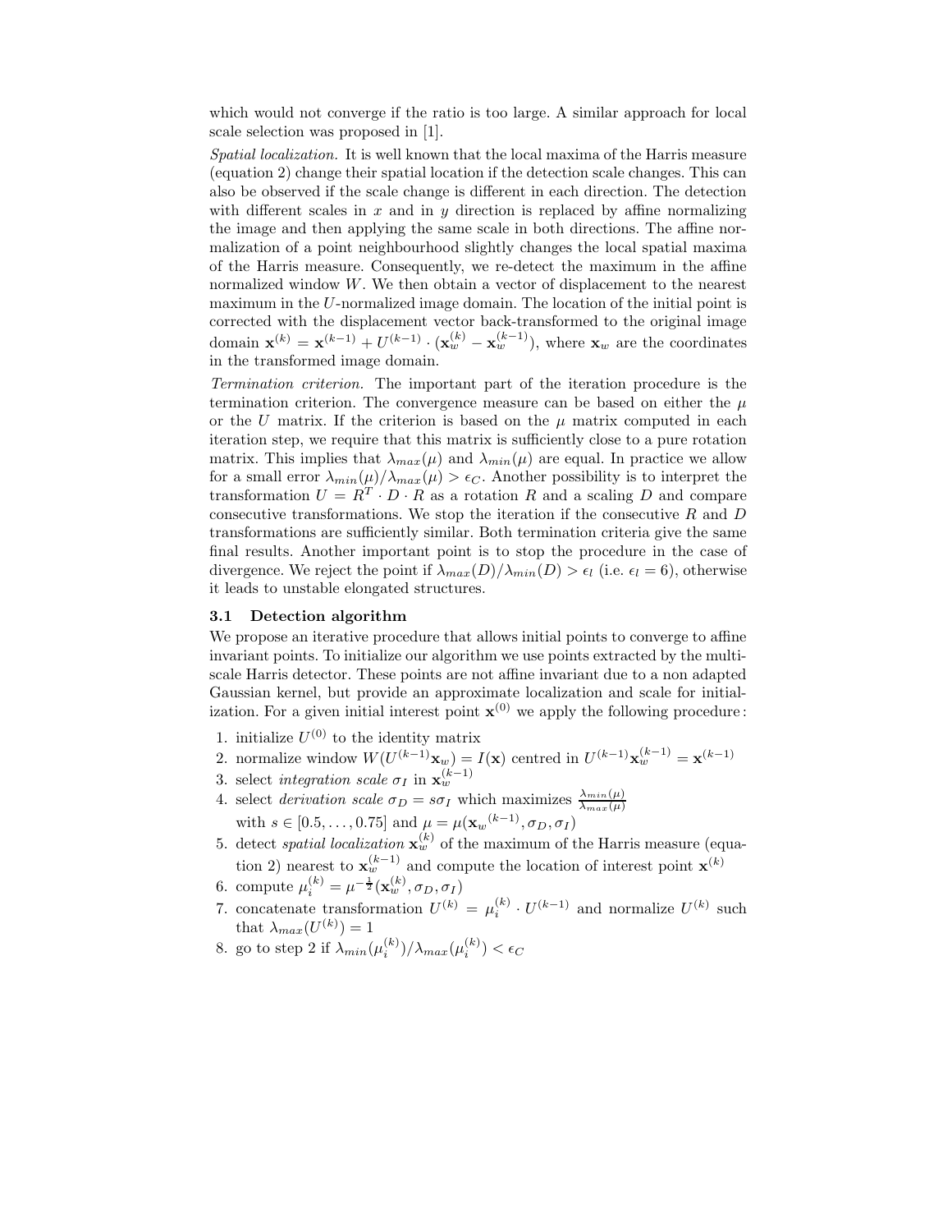which would not converge if the ratio is too large. A similar approach for local scale selection was proposed in [1].

*Spatial localization.* It is well known that the local maxima of the Harris measure (equation 2) change their spatial location if the detection scale changes. This can also be observed if the scale change is different in each direction. The detection with different scales in $x$ and in $y$ direction is replaced by affine normalizing the image and then applying the same scale in both directions. The affine normalization of a point neighbourhood slightly changes the local spatial maxima of the Harris measure. Consequently, we re-detect the maximum in the affine normalized window $W$. We then obtain a vector of displacement to the nearest maximum in the $U$-normalized image domain. The location of the initial point is corrected with the displacement vector back-transformed to the original image domain $\mathbf{x}^{(k)} = \mathbf{x}^{(k-1)} + U^{(k-1)} \cdot (\mathbf{x}_w^{(k)} - \mathbf{x}_w^{(k-1)})$, where $\mathbf{x}_w$ are the coordinates in the transformed image domain.

*Termination criterion.* The important part of the iteration procedure is the termination criterion. The convergence measure can be based on either the $\mu$ or the $U$ matrix. If the criterion is based on the $\mu$ matrix computed in each iteration step, we require that this matrix is sufficiently close to a pure rotation matrix. This implies that $\lambda_{max}(\mu)$ and $\lambda_{min}(\mu)$ are equal. In practice we allow for a small error $\lambda_{min}(\mu)/\lambda_{max}(\mu) > \epsilon_C$. Another possibility is to interpret the transformation $U = R^T \cdot D \cdot R$ as a rotation $R$ and a scaling $D$ and compare consecutive transformations. We stop the iteration if the consecutive $R$ and $D$ transformations are sufficiently similar. Both termination criteria give the same final results. Another important point is to stop the procedure in the case of divergence. We reject the point if $\lambda_{max}(D)/\lambda_{min}(D) > \epsilon_l$ (i.e. $\epsilon_l = 6$), otherwise it leads to unstable elongated structures.

### 3.1 Detection algorithm

We propose an iterative procedure that allows initial points to converge to affine invariant points. To initialize our algorithm we use points extracted by the multi-scale Harris detector. These points are not affine invariant due to a non adapted Gaussian kernel, but provide an approximate localization and scale for initialization. For a given initial interest point $\mathbf{x}^{(0)}$ we apply the following procedure:

1. initialize $U^{(0)}$ to the identity matrix
2. normalize window $W(U^{(k-1)}\mathbf{x}_w) = I(\mathbf{x})$ centred in $U^{(k-1)}\mathbf{x}_w^{(k-1)} = \mathbf{x}^{(k-1)}$
3. select *integration scale* $\sigma_I$ in $\mathbf{x}_w^{(k-1)}$
4. select *derivation scale* $\sigma_D = s\sigma_I$ which maximizes $\frac{\lambda_{min}(\mu)}{\lambda_{max}(\mu)}$ with $s \in [0.5, \ldots, 0.75]$ and $\mu = \mu({\mathbf{x}_w}^{(k-1)}, \sigma_D, \sigma_I)$
5. detect *spatial localization* $\mathbf{x}_w^{(k)}$ of the maximum of the Harris measure (equation 2) nearest to $\mathbf{x}_w^{(k-1)}$ and compute the location of interest point $\mathbf{x}^{(k)}$
6. compute $\mu_i^{(k)} = \mu^{-\frac{1}{2}}(\mathbf{x}_w^{(k)}, \sigma_D, \sigma_I)$
7. concatenate transformation $U^{(k)} = \mu_i^{(k)} \cdot U^{(k-1)}$ and normalize $U^{(k)}$ such that $\lambda_{max}(U^{(k)}) = 1$
8. go to step 2 if $\lambda_{min}(\mu_i^{(k)})/\lambda_{max}(\mu_i^{(k)}) < \epsilon_C$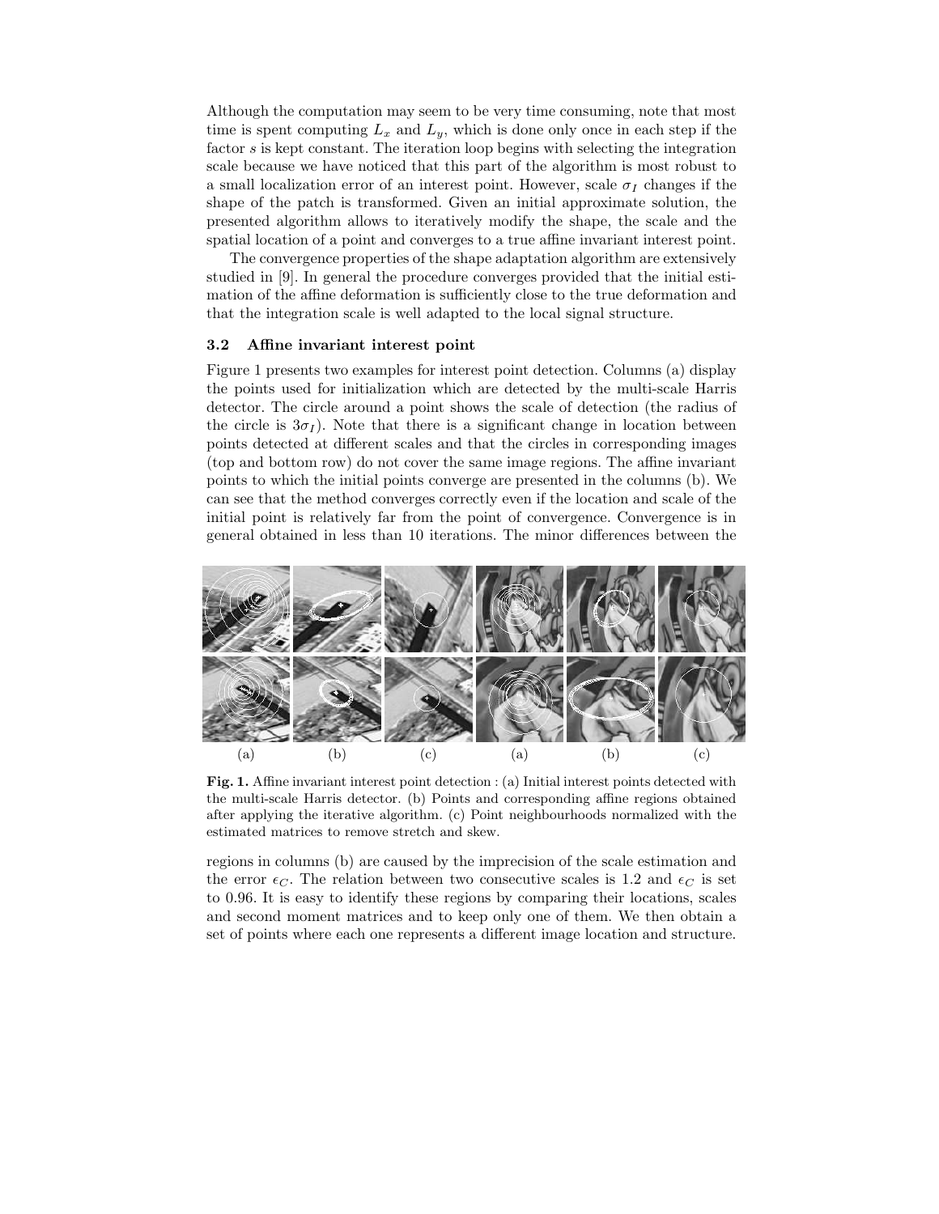Although the computation may seem to be very time consuming, note that most time is spent computing $L_x$ and $L_y$, which is done only once in each step if the factor $s$ is kept constant. The iteration loop begins with selecting the integration scale because we have noticed that this part of the algorithm is most robust to a small localization error of an interest point. However, scale $\sigma_I$ changes if the shape of the patch is transformed. Given an initial approximate solution, the presented algorithm allows to iteratively modify the shape, the scale and the spatial location of a point and converges to a true affine invariant interest point.

The convergence properties of the shape adaptation algorithm are extensively studied in [9]. In general the procedure converges provided that the initial estimation of the affine deformation is sufficiently close to the true deformation and that the integration scale is well adapted to the local signal structure.

### 3.2 Affine invariant interest point

Figure 1 presents two examples for interest point detection. Columns (a) display the points used for initialization which are detected by the multi-scale Harris detector. The circle around a point shows the scale of detection (the radius of the circle is $3\sigma_I$). Note that there is a significant change in location between points detected at different scales and that the circles in corresponding images (top and bottom row) do not cover the same image regions. The affine invariant points to which the initial points converge are presented in the columns (b). We can see that the method converges correctly even if the location and scale of the initial point is relatively far from the point of convergence. Convergence is in general obtained in less than 10 iterations. The minor differences between the regions in columns (b) are caused by the imprecision of the scale estimation and the error $\epsilon_C$. The relation between two consecutive scales is 1.2 and $\epsilon_C$ is set to 0.96. It is easy to identify these regions by comparing their locations, scales and second moment matrices and to keep only one of them. We then obtain a set of points where each one represents a different image location and structure.

(a) (b) (c) (a) (b) (c)

**Fig. 1.** Affine invariant interest point detection : (a) Initial interest points detected with the multi-scale Harris detector. (b) Points and corresponding affine regions obtained after applying the iterative algorithm. (c) Point neighbourhoods normalized with the estimated matrices to remove stretch and skew.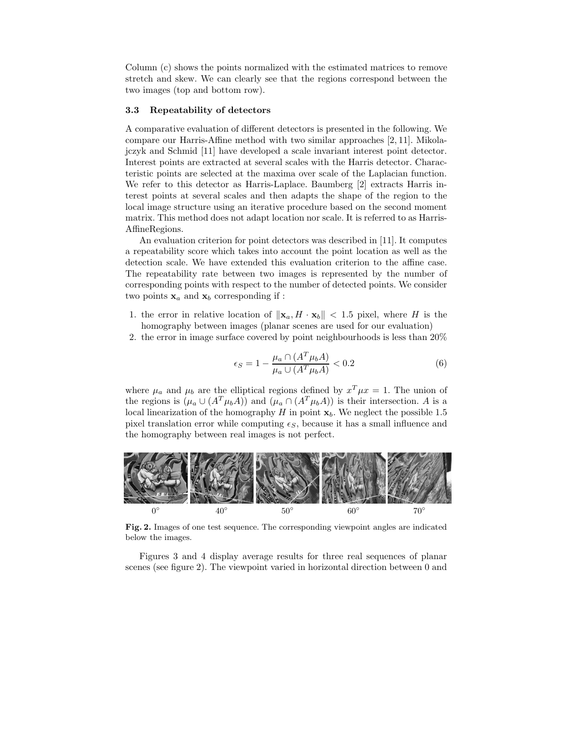Column (c) shows the points normalized with the estimated matrices to remove stretch and skew. We can clearly see that the regions correspond between the two images (top and bottom row).

### 3.3 Repeatability of detectors

A comparative evaluation of different detectors is presented in the following. We compare our Harris-Affine method with two similar approaches [2, 11]. Mikolajczyk and Schmid [11] have developed a scale invariant interest point detector. Interest points are extracted at several scales with the Harris detector. Characteristic points are selected at the maxima over scale of the Laplacian function. We refer to this detector as Harris-Laplace. Baumberg [2] extracts Harris interest points at several scales and then adapts the shape of the region to the local image structure using an iterative procedure based on the second moment matrix. This method does not adapt location nor scale. It is referred to as Harris-AffineRegions.

An evaluation criterion for point detectors was described in [11]. It computes a repeatability score which takes into account the point location as well as the detection scale. We have extended this evaluation criterion to the affine case. The repeatability rate between two images is represented by the number of corresponding points with respect to the number of detected points. We consider two points $\mathbf{x}_a$ and $\mathbf{x}_b$ corresponding if :

1. the error in relative location of $\|\mathbf{x}_a, H \cdot \mathbf{x}_b\| < 1.5$ pixel, where $H$ is the homography between images (planar scenes are used for our evaluation)
2. the error in image surface covered by point neighbourhoods is less than 20%

$$\epsilon_S = 1 - \frac{\mu_a \cap (A^T \mu_b A)}{\mu_a \cup (A^T \mu_b A)} < 0.2 \tag{6}$$

where $\mu_a$ and $\mu_b$ are the elliptical regions defined by $x^T \mu x = 1$. The union of the regions is $(\mu_a \cup (A^T \mu_b A))$ and $(\mu_a \cap (A^T \mu_b A))$ is their intersection. $A$ is a local linearization of the homography $H$ in point $\mathbf{x}_b$. We neglect the possible 1.5 pixel translation error while computing $\epsilon_S$, because it has a small influence and the homography between real images is not perfect.

0° 40° 50° 60° 70°

**Fig. 2.** Images of one test sequence. The corresponding viewpoint angles are indicated below the images.

Figures 3 and 4 display average results for three real sequences of planar scenes (see figure 2). The viewpoint varied in horizontal direction between 0 and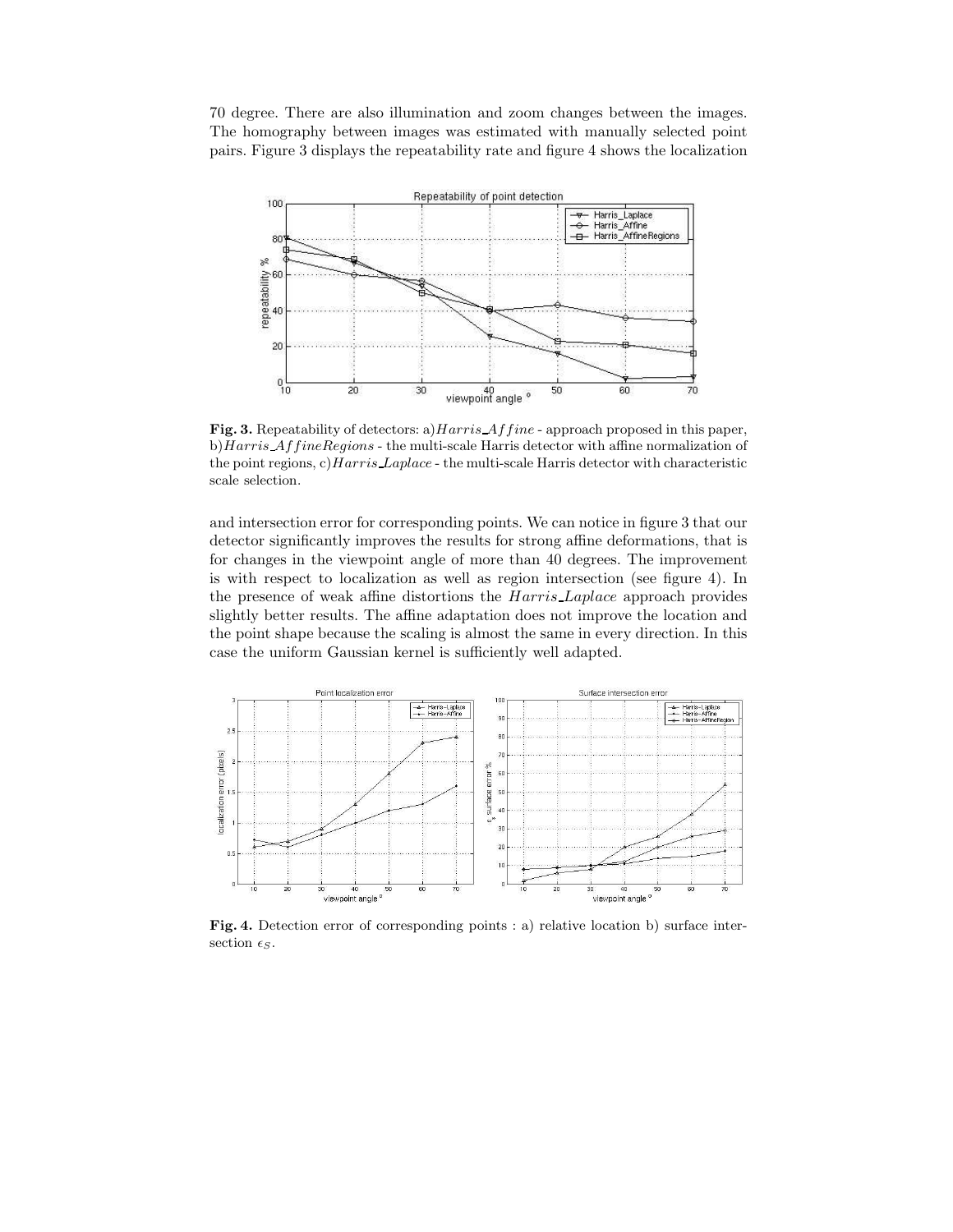70 degree. There are also illumination and zoom changes between the images. The homography between images was estimated with manually selected point pairs. Figure 3 displays the repeatability rate and figure 4 shows the localization

**Fig. 3.** Repeatability of detectors: a) *Harris_Affine* - approach proposed in this paper, b) *Harris_AffineRegions* - the multi-scale Harris detector with affine normalization of the point regions, c) *Harris_Laplace* - the multi-scale Harris detector with characteristic scale selection.

and intersection error for corresponding points. We can notice in figure 3 that our detector significantly improves the results for strong affine deformations, that is for changes in the viewpoint angle of more than 40 degrees. The improvement is with respect to localization as well as region intersection (see figure 4). In the presence of weak affine distortions the *Harris_Laplace* approach provides slightly better results. The affine adaptation does not improve the location and the point shape because the scaling is almost the same in every direction. In this case the uniform Gaussian kernel is sufficiently well adapted.

**Fig. 4.** Detection error of corresponding points : a) relative location b) surface intersection $\epsilon_S$.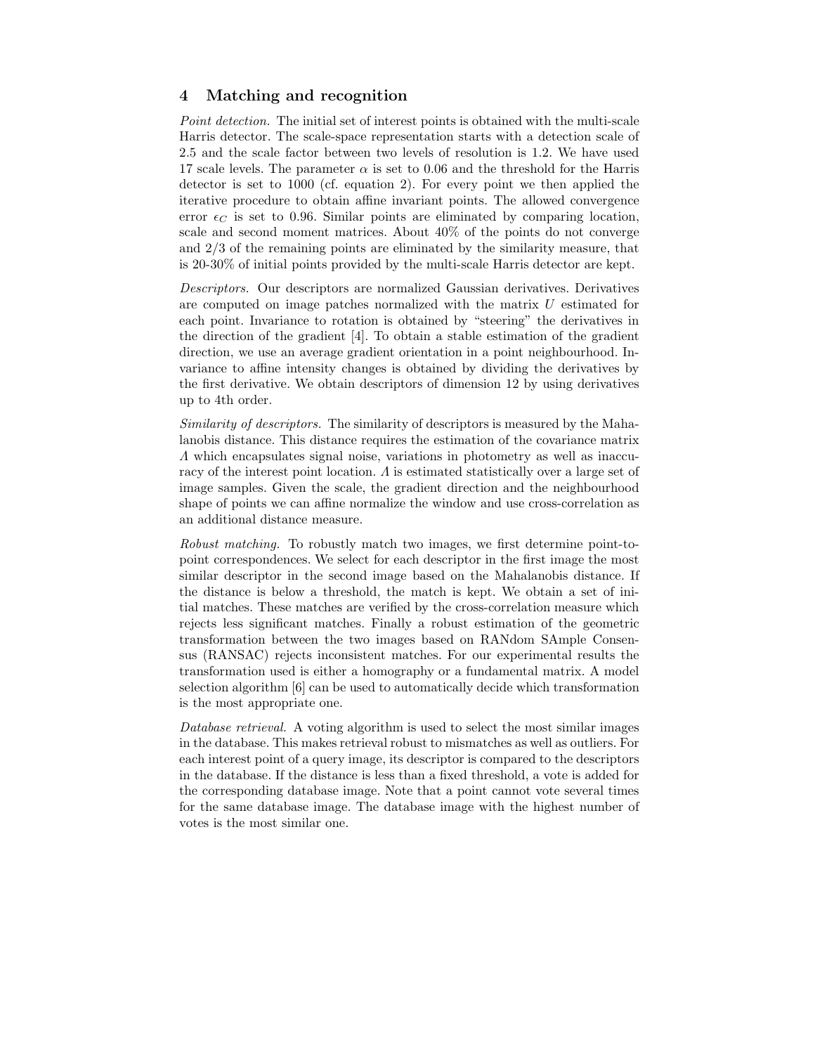## 4 Matching and recognition

*Point detection.* The initial set of interest points is obtained with the multi-scale Harris detector. The scale-space representation starts with a detection scale of 2.5 and the scale factor between two levels of resolution is 1.2. We have used 17 scale levels. The parameter $\alpha$ is set to 0.06 and the threshold for the Harris detector is set to 1000 (cf. equation 2). For every point we then applied the iterative procedure to obtain affine invariant points. The allowed convergence error $\epsilon_C$ is set to 0.96. Similar points are eliminated by comparing location, scale and second moment matrices. About 40% of the points do not converge and 2/3 of the remaining points are eliminated by the similarity measure, that is 20-30% of initial points provided by the multi-scale Harris detector are kept.

*Descriptors.* Our descriptors are normalized Gaussian derivatives. Derivatives are computed on image patches normalized with the matrix $U$ estimated for each point. Invariance to rotation is obtained by "steering" the derivatives in the direction of the gradient [4]. To obtain a stable estimation of the gradient direction, we use an average gradient orientation in a point neighbourhood. Invariance to affine intensity changes is obtained by dividing the derivatives by the first derivative. We obtain descriptors of dimension 12 by using derivatives up to 4th order.

*Similarity of descriptors.* The similarity of descriptors is measured by the Mahalanobis distance. This distance requires the estimation of the covariance matrix $\Lambda$ which encapsulates signal noise, variations in photometry as well as inaccuracy of the interest point location. $\Lambda$ is estimated statistically over a large set of image samples. Given the scale, the gradient direction and the neighbourhood shape of points we can affine normalize the window and use cross-correlation as an additional distance measure.

*Robust matching.* To robustly match two images, we first determine point-to-point correspondences. We select for each descriptor in the first image the most similar descriptor in the second image based on the Mahalanobis distance. If the distance is below a threshold, the match is kept. We obtain a set of initial matches. These matches are verified by the cross-correlation measure which rejects less significant matches. Finally a robust estimation of the geometric transformation between the two images based on RANdom SAmple Consensus (RANSAC) rejects inconsistent matches. For our experimental results the transformation used is either a homography or a fundamental matrix. A model selection algorithm [6] can be used to automatically decide which transformation is the most appropriate one.

*Database retrieval.* A voting algorithm is used to select the most similar images in the database. This makes retrieval robust to mismatches as well as outliers. For each interest point of a query image, its descriptor is compared to the descriptors in the database. If the distance is less than a fixed threshold, a vote is added for the corresponding database image. Note that a point cannot vote several times for the same database image. The database image with the highest number of votes is the most similar one.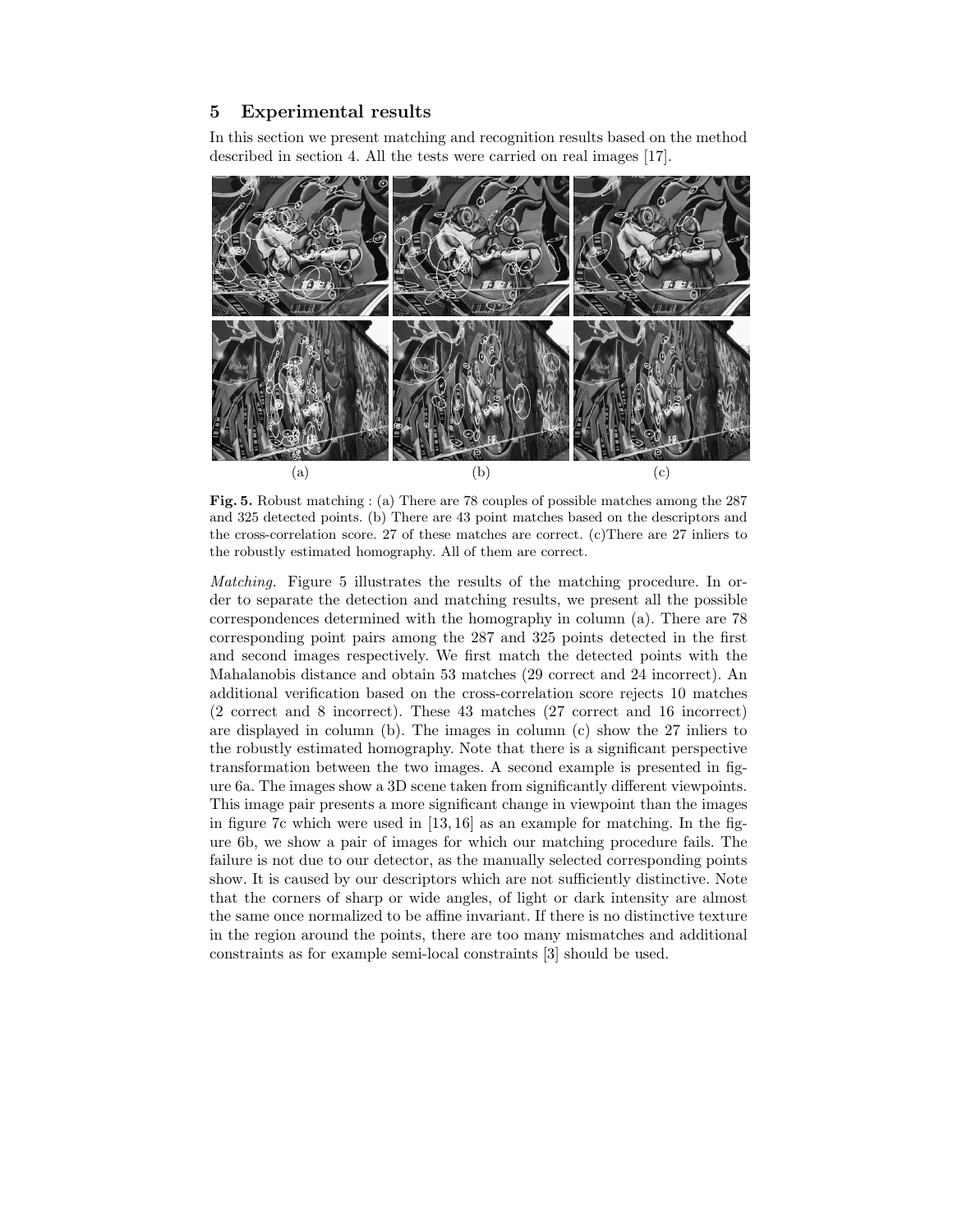## 5 Experimental results

In this section we present matching and recognition results based on the method described in section 4. All the tests were carried on real images [17].

**Fig. 5.** Robust matching : (a) There are 78 couples of possible matches among the 287 and 325 detected points. (b) There are 43 point matches based on the descriptors and the cross-correlation score. 27 of these matches are correct. (c)There are 27 inliers to the robustly estimated homography. All of them are correct.

*Matching.* Figure 5 illustrates the results of the matching procedure. In order to separate the detection and matching results, we present all the possible correspondences determined with the homography in column (a). There are 78 corresponding point pairs among the 287 and 325 points detected in the first and second images respectively. We first match the detected points with the Mahalanobis distance and obtain 53 matches (29 correct and 24 incorrect). An additional verification based on the cross-correlation score rejects 10 matches (2 correct and 8 incorrect). These 43 matches (27 correct and 16 incorrect) are displayed in column (b). The images in column (c) show the 27 inliers to the robustly estimated homography. Note that there is a significant perspective transformation between the two images. A second example is presented in figure 6a. The images show a 3D scene taken from significantly different viewpoints. This image pair presents a more significant change in viewpoint than the images in figure 7c which were used in [13, 16] as an example for matching. In the figure 6b, we show a pair of images for which our matching procedure fails. The failure is not due to our detector, as the manually selected corresponding points show. It is caused by our descriptors which are not sufficiently distinctive. Note that the corners of sharp or wide angles, of light or dark intensity are almost the same once normalized to be affine invariant. If there is no distinctive texture in the region around the points, there are too many mismatches and additional constraints as for example semi-local constraints [3] should be used.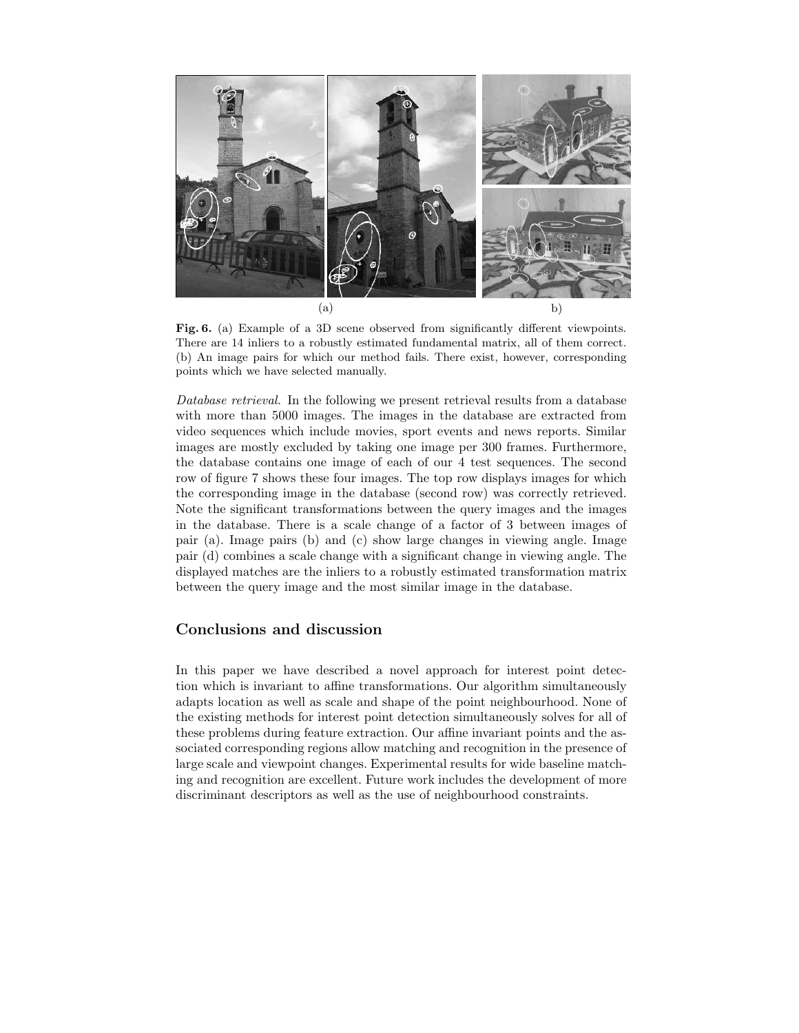(a) b)

**Fig. 6.** (a) Example of a 3D scene observed from significantly different viewpoints. There are 14 inliers to a robustly estimated fundamental matrix, all of them correct. (b) An image pairs for which our method fails. There exist, however, corresponding points which we have selected manually.

*Database retrieval.* In the following we present retrieval results from a database with more than 5000 images. The images in the database are extracted from video sequences which include movies, sport events and news reports. Similar images are mostly excluded by taking one image per 300 frames. Furthermore, the database contains one image of each of our 4 test sequences. The second row of figure 7 shows these four images. The top row displays images for which the corresponding image in the database (second row) was correctly retrieved. Note the significant transformations between the query images and the images in the database. There is a scale change of a factor of 3 between images of pair (a). Image pairs (b) and (c) show large changes in viewing angle. Image pair (d) combines a scale change with a significant change in viewing angle. The displayed matches are the inliers to a robustly estimated transformation matrix between the query image and the most similar image in the database.

## Conclusions and discussion

In this paper we have described a novel approach for interest point detection which is invariant to affine transformations. Our algorithm simultaneously adapts location as well as scale and shape of the point neighbourhood. None of the existing methods for interest point detection simultaneously solves for all of these problems during feature extraction. Our affine invariant points and the associated corresponding regions allow matching and recognition in the presence of large scale and viewpoint changes. Experimental results for wide baseline matching and recognition are excellent. Future work includes the development of more discriminant descriptors as well as the use of neighbourhood constraints.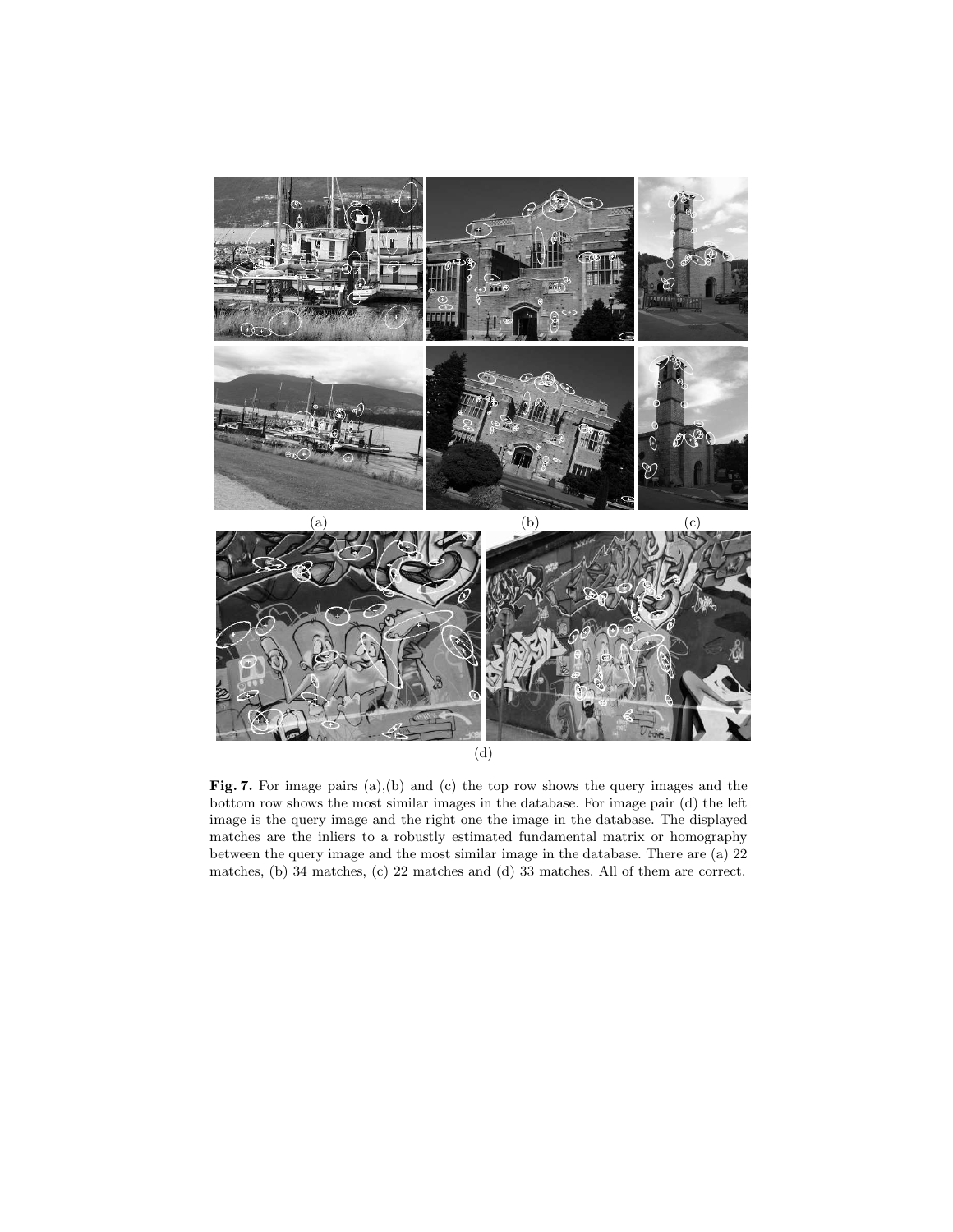(a) (b) (c)

(d)

**Fig. 7.** For image pairs (a),(b) and (c) the top row shows the query images and the bottom row shows the most similar images in the database. For image pair (d) the left image is the query image and the right one the image in the database. The displayed matches are the inliers to a robustly estimated fundamental matrix or homography between the query image and the most similar image in the database. There are (a) 22 matches, (b) 34 matches, (c) 22 matches and (d) 33 matches. All of them are correct.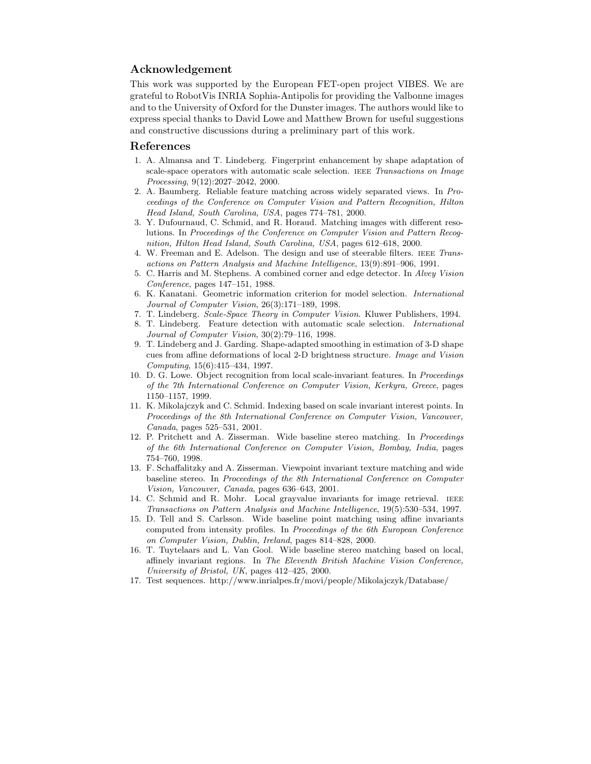## Acknowledgement

This work was supported by the European FET-open project VIBES. We are grateful to RobotVis INRIA Sophia-Antipolis for providing the Valbonne images and to the University of Oxford for the Dunster images. The authors would like to express special thanks to David Lowe and Matthew Brown for useful suggestions and constructive discussions during a preliminary part of this work.

## References

1. A. Almansa and T. Lindeberg. Fingerprint enhancement by shape adaptation of scale-space operators with automatic scale selection. IEEE *Transactions on Image Processing*, 9(12):2027–2042, 2000.
2. A. Baumberg. Reliable feature matching across widely separated views. In *Proceedings of the Conference on Computer Vision and Pattern Recognition, Hilton Head Island, South Carolina, USA*, pages 774–781, 2000.
3. Y. Dufournaud, C. Schmid, and R. Horaud. Matching images with different resolutions. In *Proceedings of the Conference on Computer Vision and Pattern Recognition, Hilton Head Island, South Carolina, USA*, pages 612–618, 2000.
4. W. Freeman and E. Adelson. The design and use of steerable filters. IEEE *Transactions on Pattern Analysis and Machine Intelligence*, 13(9):891–906, 1991.
5. C. Harris and M. Stephens. A combined corner and edge detector. In *Alvey Vision Conference*, pages 147–151, 1988.
6. K. Kanatani. Geometric information criterion for model selection. *International Journal of Computer Vision*, 26(3):171–189, 1998.
7. T. Lindeberg. *Scale-Space Theory in Computer Vision*. Kluwer Publishers, 1994.
8. T. Lindeberg. Feature detection with automatic scale selection. *International Journal of Computer Vision*, 30(2):79–116, 1998.
9. T. Lindeberg and J. Garding. Shape-adapted smoothing in estimation of 3-D shape cues from affine deformations of local 2-D brightness structure. *Image and Vision Computing*, 15(6):415–434, 1997.
10. D. G. Lowe. Object recognition from local scale-invariant features. In *Proceedings of the 7th International Conference on Computer Vision, Kerkyra, Greece*, pages 1150–1157, 1999.
11. K. Mikolajczyk and C. Schmid. Indexing based on scale invariant interest points. In *Proceedings of the 8th International Conference on Computer Vision, Vancouver, Canada*, pages 525–531, 2001.
12. P. Pritchett and A. Zisserman. Wide baseline stereo matching. In *Proceedings of the 6th International Conference on Computer Vision, Bombay, India*, pages 754–760, 1998.
13. F. Schaffalitzky and A. Zisserman. Viewpoint invariant texture matching and wide baseline stereo. In *Proceedings of the 8th International Conference on Computer Vision, Vancouver, Canada*, pages 636–643, 2001.
14. C. Schmid and R. Mohr. Local grayvalue invariants for image retrieval. IEEE *Transactions on Pattern Analysis and Machine Intelligence*, 19(5):530–534, 1997.
15. D. Tell and S. Carlsson. Wide baseline point matching using affine invariants computed from intensity profiles. In *Proceedings of the 6th European Conference on Computer Vision, Dublin, Ireland*, pages 814–828, 2000.
16. T. Tuytelaars and L. Van Gool. Wide baseline stereo matching based on local, affinely invariant regions. In *The Eleventh British Machine Vision Conference, University of Bristol, UK*, pages 412–425, 2000.
17. Test sequences. http://www.inrialpes.fr/movi/people/Mikolajczyk/Database/